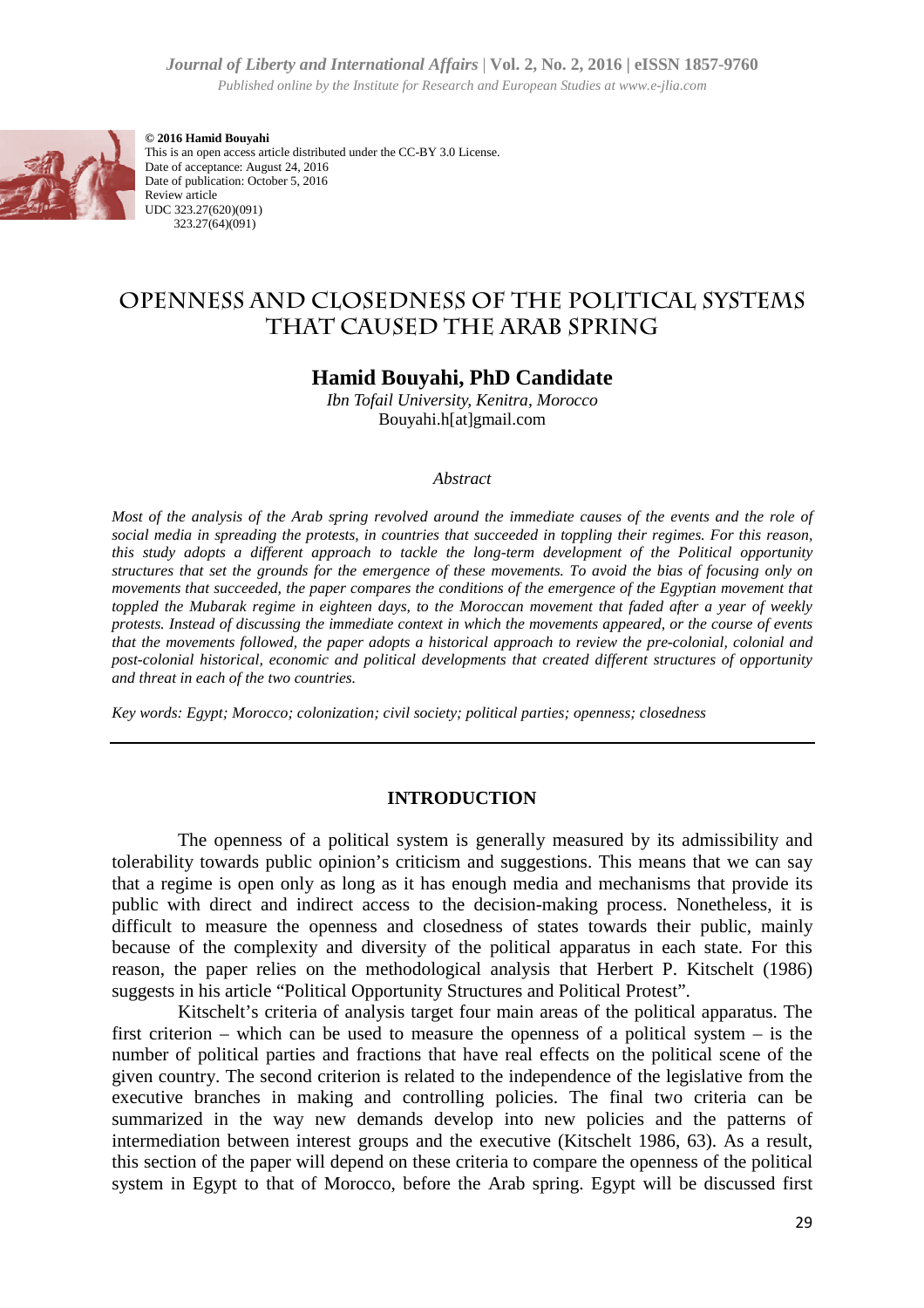**© 2016 Hamid Bouyahi**
This is an open access article distributed under the CC-BY 3.0 License.
Date of acceptance: August 24, 2016
Date of publication: October 5, 2016
Review article
UDC 323.27(620)(091)
323.27(64)(091)

# OPENNESS AND CLOSEDNESS OF THE POLITICAL SYSTEMS THAT CAUSED THE ARAB SPRING

**Hamid Bouyahi, PhD Candidate**

*Ibn Tofail University, Kenitra, Morocco*
Bouyahi.h[at]gmail.com

*Abstract*

*Most of the analysis of the Arab spring revolved around the immediate causes of the events and the role of social media in spreading the protests, in countries that succeeded in toppling their regimes. For this reason, this study adopts a different approach to tackle the long-term development of the Political opportunity structures that set the grounds for the emergence of these movements. To avoid the bias of focusing only on movements that succeeded, the paper compares the conditions of the emergence of the Egyptian movement that toppled the Mubarak regime in eighteen days, to the Moroccan movement that faded after a year of weekly protests. Instead of discussing the immediate context in which the movements appeared, or the course of events that the movements followed, the paper adopts a historical approach to review the pre-colonial, colonial and post-colonial historical, economic and political developments that created different structures of opportunity and threat in each of the two countries.*

*Key words: Egypt; Morocco; colonization; civil society; political parties; openness; closedness*

## INTRODUCTION

The openness of a political system is generally measured by its admissibility and tolerability towards public opinion's criticism and suggestions. This means that we can say that a regime is open only as long as it has enough media and mechanisms that provide its public with direct and indirect access to the decision-making process. Nonetheless, it is difficult to measure the openness and closedness of states towards their public, mainly because of the complexity and diversity of the political apparatus in each state. For this reason, the paper relies on the methodological analysis that Herbert P. Kitschelt (1986) suggests in his article "Political Opportunity Structures and Political Protest".

Kitschelt's criteria of analysis target four main areas of the political apparatus. The first criterion – which can be used to measure the openness of a political system – is the number of political parties and fractions that have real effects on the political scene of the given country. The second criterion is related to the independence of the legislative from the executive branches in making and controlling policies. The final two criteria can be summarized in the way new demands develop into new policies and the patterns of intermediation between interest groups and the executive (Kitschelt 1986, 63). As a result, this section of the paper will depend on these criteria to compare the openness of the political system in Egypt to that of Morocco, before the Arab spring. Egypt will be discussed first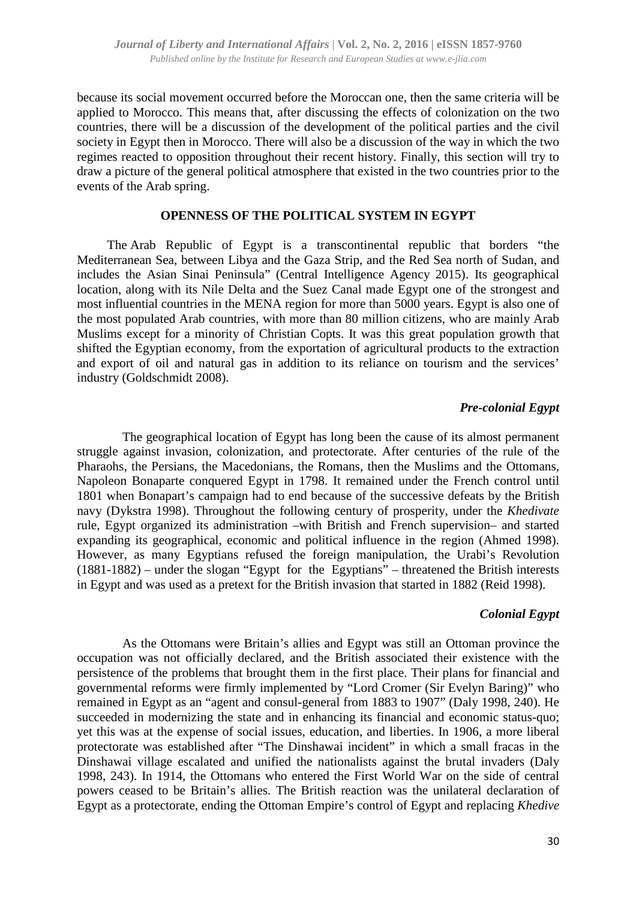because its social movement occurred before the Moroccan one, then the same criteria will be applied to Morocco. This means that, after discussing the effects of colonization on the two countries, there will be a discussion of the development of the political parties and the civil society in Egypt then in Morocco. There will also be a discussion of the way in which the two regimes reacted to opposition throughout their recent history. Finally, this section will try to draw a picture of the general political atmosphere that existed in the two countries prior to the events of the Arab spring.

## OPENNESS OF THE POLITICAL SYSTEM IN EGYPT

The Arab Republic of Egypt is a transcontinental republic that borders "the Mediterranean Sea, between Libya and the Gaza Strip, and the Red Sea north of Sudan, and includes the Asian Sinai Peninsula" (Central Intelligence Agency 2015). Its geographical location, along with its Nile Delta and the Suez Canal made Egypt one of the strongest and most influential countries in the MENA region for more than 5000 years. Egypt is also one of the most populated Arab countries, with more than 80 million citizens, who are mainly Arab Muslims except for a minority of Christian Copts. It was this great population growth that shifted the Egyptian economy, from the exportation of agricultural products to the extraction and export of oil and natural gas in addition to its reliance on tourism and the services' industry (Goldschmidt 2008).

### *Pre-colonial Egypt*

The geographical location of Egypt has long been the cause of its almost permanent struggle against invasion, colonization, and protectorate. After centuries of the rule of the Pharaohs, the Persians, the Macedonians, the Romans, then the Muslims and the Ottomans, Napoleon Bonaparte conquered Egypt in 1798. It remained under the French control until 1801 when Bonapart's campaign had to end because of the successive defeats by the British navy (Dykstra 1998). Throughout the following century of prosperity, under the *Khedivate* rule, Egypt organized its administration –with British and French supervision– and started expanding its geographical, economic and political influence in the region (Ahmed 1998). However, as many Egyptians refused the foreign manipulation, the Urabi's Revolution (1881-1882) – under the slogan "Egypt for the Egyptians" – threatened the British interests in Egypt and was used as a pretext for the British invasion that started in 1882 (Reid 1998).

### *Colonial Egypt*

As the Ottomans were Britain's allies and Egypt was still an Ottoman province the occupation was not officially declared, and the British associated their existence with the persistence of the problems that brought them in the first place. Their plans for financial and governmental reforms were firmly implemented by "Lord Cromer (Sir Evelyn Baring)" who remained in Egypt as an "agent and consul-general from 1883 to 1907" (Daly 1998, 240). He succeeded in modernizing the state and in enhancing its financial and economic status-quo; yet this was at the expense of social issues, education, and liberties. In 1906, a more liberal protectorate was established after "The Dinshawai incident" in which a small fracas in the Dinshawai village escalated and unified the nationalists against the brutal invaders (Daly 1998, 243). In 1914, the Ottomans who entered the First World War on the side of central powers ceased to be Britain's allies. The British reaction was the unilateral declaration of Egypt as a protectorate, ending the Ottoman Empire's control of Egypt and replacing *Khedive*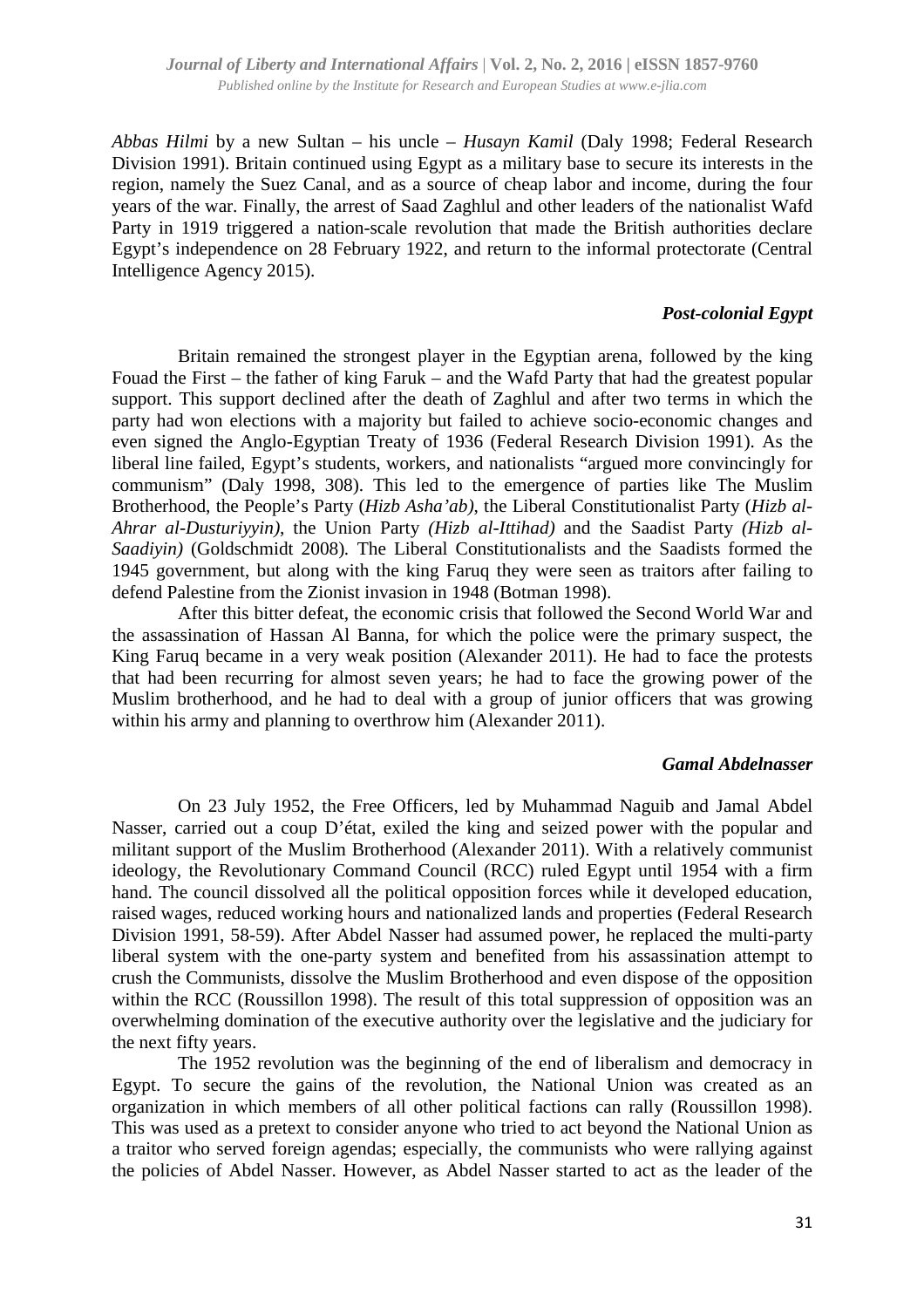*Abbas Hilmi* by a new Sultan – his uncle – *Husayn Kamil* (Daly 1998; Federal Research Division 1991). Britain continued using Egypt as a military base to secure its interests in the region, namely the Suez Canal, and as a source of cheap labor and income, during the four years of the war. Finally, the arrest of Saad Zaghlul and other leaders of the nationalist Wafd Party in 1919 triggered a nation-scale revolution that made the British authorities declare Egypt's independence on 28 February 1922, and return to the informal protectorate (Central Intelligence Agency 2015).

### *Post-colonial Egypt*

Britain remained the strongest player in the Egyptian arena, followed by the king Fouad the First – the father of king Faruk – and the Wafd Party that had the greatest popular support. This support declined after the death of Zaghlul and after two terms in which the party had won elections with a majority but failed to achieve socio-economic changes and even signed the Anglo-Egyptian Treaty of 1936 (Federal Research Division 1991). As the liberal line failed, Egypt's students, workers, and nationalists "argued more convincingly for communism" (Daly 1998, 308). This led to the emergence of parties like The Muslim Brotherhood, the People's Party (*Hizb Asha'ab)*, the Liberal Constitutionalist Party (*Hizb al-Ahrar al-Dusturiyyin)*, the Union Party *(Hizb al-Ittihad)* and the Saadist Party *(Hizb al-Saadiyin)* (Goldschmidt 2008)*.* The Liberal Constitutionalists and the Saadists formed the 1945 government, but along with the king Faruq they were seen as traitors after failing to defend Palestine from the Zionist invasion in 1948 (Botman 1998).

After this bitter defeat, the economic crisis that followed the Second World War and the assassination of Hassan Al Banna, for which the police were the primary suspect, the King Faruq became in a very weak position (Alexander 2011). He had to face the protests that had been recurring for almost seven years; he had to face the growing power of the Muslim brotherhood, and he had to deal with a group of junior officers that was growing within his army and planning to overthrow him (Alexander 2011).

### *Gamal Abdelnasser*

On 23 July 1952, the Free Officers, led by Muhammad Naguib and Jamal Abdel Nasser, carried out a coup D'état, exiled the king and seized power with the popular and militant support of the Muslim Brotherhood (Alexander 2011). With a relatively communist ideology, the Revolutionary Command Council (RCC) ruled Egypt until 1954 with a firm hand. The council dissolved all the political opposition forces while it developed education, raised wages, reduced working hours and nationalized lands and properties (Federal Research Division 1991, 58-59). After Abdel Nasser had assumed power, he replaced the multi-party liberal system with the one-party system and benefited from his assassination attempt to crush the Communists, dissolve the Muslim Brotherhood and even dispose of the opposition within the RCC (Roussillon 1998). The result of this total suppression of opposition was an overwhelming domination of the executive authority over the legislative and the judiciary for the next fifty years.

The 1952 revolution was the beginning of the end of liberalism and democracy in Egypt. To secure the gains of the revolution, the National Union was created as an organization in which members of all other political factions can rally (Roussillon 1998). This was used as a pretext to consider anyone who tried to act beyond the National Union as a traitor who served foreign agendas; especially, the communists who were rallying against the policies of Abdel Nasser. However, as Abdel Nasser started to act as the leader of the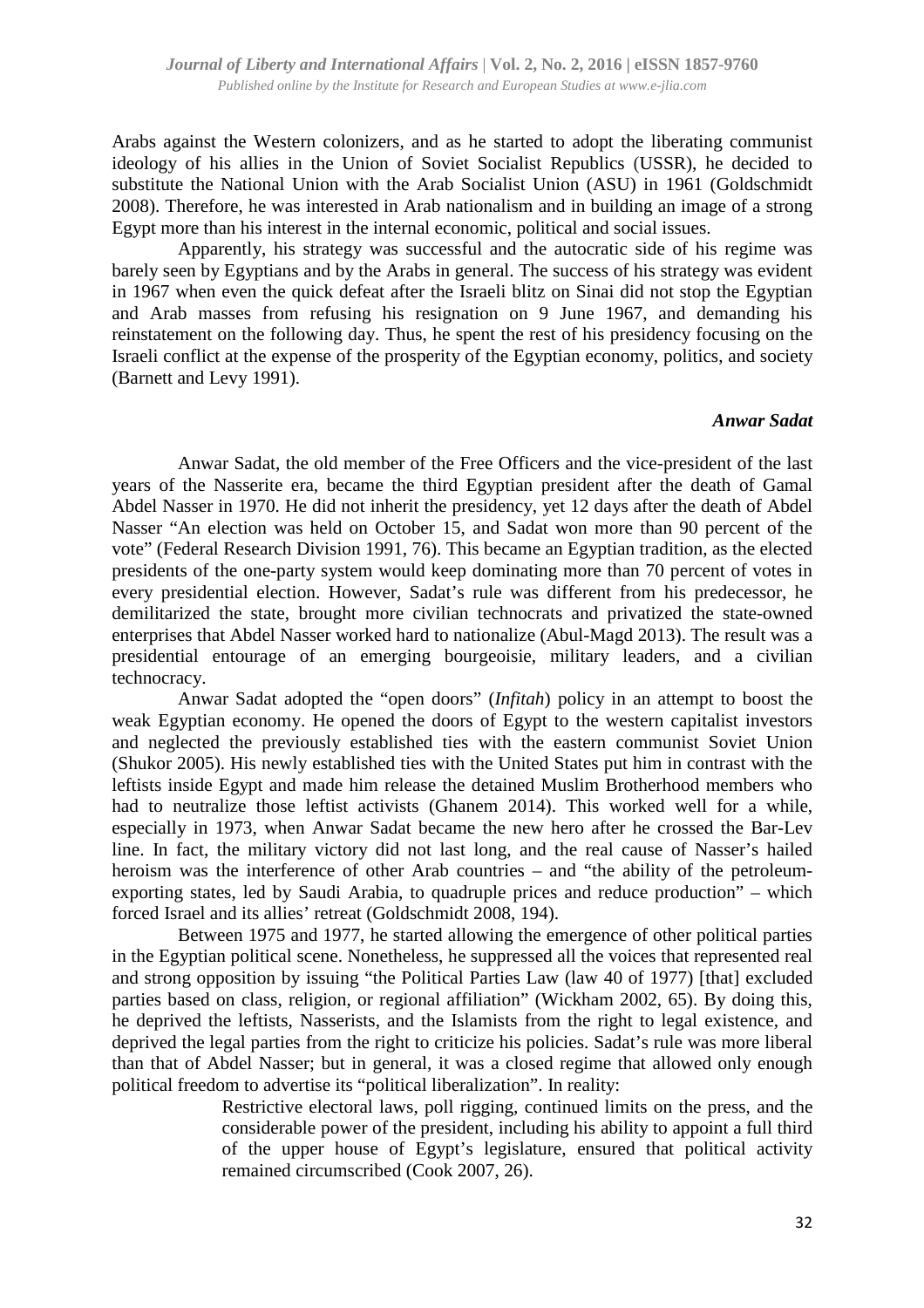Arabs against the Western colonizers, and as he started to adopt the liberating communist ideology of his allies in the Union of Soviet Socialist Republics (USSR), he decided to substitute the National Union with the Arab Socialist Union (ASU) in 1961 (Goldschmidt 2008). Therefore, he was interested in Arab nationalism and in building an image of a strong Egypt more than his interest in the internal economic, political and social issues.

Apparently, his strategy was successful and the autocratic side of his regime was barely seen by Egyptians and by the Arabs in general. The success of his strategy was evident in 1967 when even the quick defeat after the Israeli blitz on Sinai did not stop the Egyptian and Arab masses from refusing his resignation on 9 June 1967, and demanding his reinstatement on the following day. Thus, he spent the rest of his presidency focusing on the Israeli conflict at the expense of the prosperity of the Egyptian economy, politics, and society (Barnett and Levy 1991).

### *Anwar Sadat*

Anwar Sadat, the old member of the Free Officers and the vice-president of the last years of the Nasserite era, became the third Egyptian president after the death of Gamal Abdel Nasser in 1970. He did not inherit the presidency, yet 12 days after the death of Abdel Nasser "An election was held on October 15, and Sadat won more than 90 percent of the vote" (Federal Research Division 1991, 76). This became an Egyptian tradition, as the elected presidents of the one-party system would keep dominating more than 70 percent of votes in every presidential election. However, Sadat's rule was different from his predecessor, he demilitarized the state, brought more civilian technocrats and privatized the state-owned enterprises that Abdel Nasser worked hard to nationalize (Abul-Magd 2013). The result was a presidential entourage of an emerging bourgeoisie, military leaders, and a civilian technocracy.

Anwar Sadat adopted the "open doors" (*Infitah*) policy in an attempt to boost the weak Egyptian economy. He opened the doors of Egypt to the western capitalist investors and neglected the previously established ties with the eastern communist Soviet Union (Shukor 2005). His newly established ties with the United States put him in contrast with the leftists inside Egypt and made him release the detained Muslim Brotherhood members who had to neutralize those leftist activists (Ghanem 2014). This worked well for a while, especially in 1973, when Anwar Sadat became the new hero after he crossed the Bar-Lev line. In fact, the military victory did not last long, and the real cause of Nasser's hailed heroism was the interference of other Arab countries – and "the ability of the petroleum-exporting states, led by Saudi Arabia, to quadruple prices and reduce production" – which forced Israel and its allies' retreat (Goldschmidt 2008, 194).

Between 1975 and 1977, he started allowing the emergence of other political parties in the Egyptian political scene. Nonetheless, he suppressed all the voices that represented real and strong opposition by issuing "the Political Parties Law (law 40 of 1977) [that] excluded parties based on class, religion, or regional affiliation" (Wickham 2002, 65). By doing this, he deprived the leftists, Nasserists, and the Islamists from the right to legal existence, and deprived the legal parties from the right to criticize his policies. Sadat's rule was more liberal than that of Abdel Nasser; but in general, it was a closed regime that allowed only enough political freedom to advertise its "political liberalization". In reality:

> Restrictive electoral laws, poll rigging, continued limits on the press, and the considerable power of the president, including his ability to appoint a full third of the upper house of Egypt's legislature, ensured that political activity remained circumscribed (Cook 2007, 26).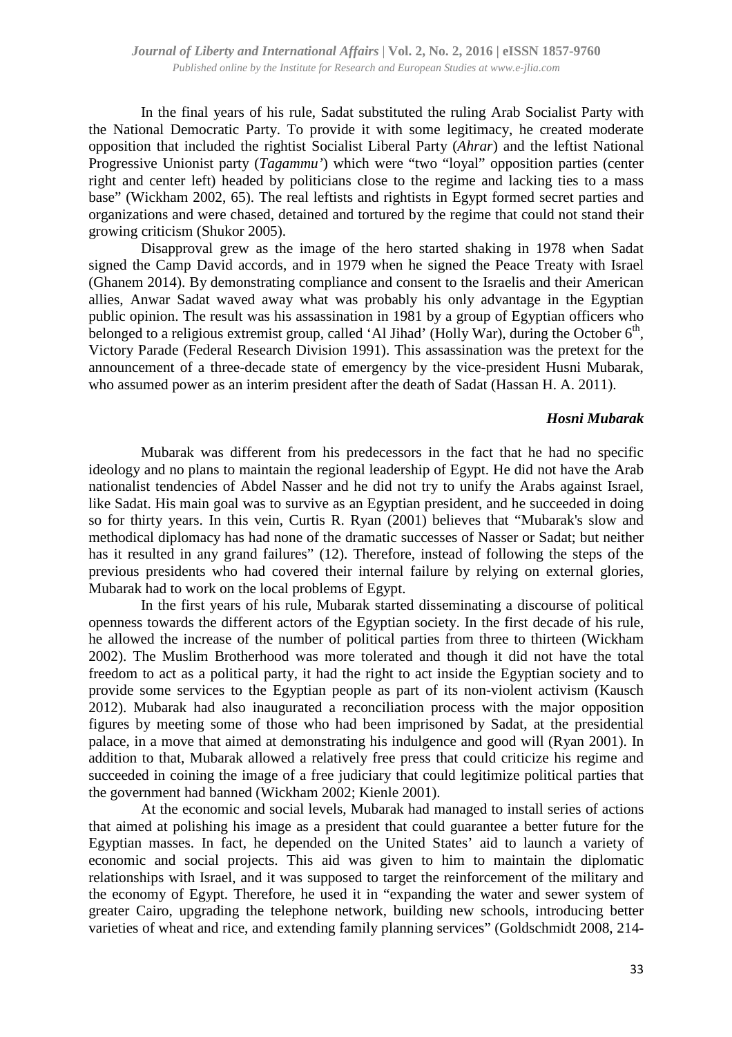In the final years of his rule, Sadat substituted the ruling Arab Socialist Party with the National Democratic Party. To provide it with some legitimacy, he created moderate opposition that included the rightist Socialist Liberal Party (*Ahrar*) and the leftist National Progressive Unionist party (*Tagammu'*) which were "two "loyal" opposition parties (center right and center left) headed by politicians close to the regime and lacking ties to a mass base" (Wickham 2002, 65). The real leftists and rightists in Egypt formed secret parties and organizations and were chased, detained and tortured by the regime that could not stand their growing criticism (Shukor 2005).

Disapproval grew as the image of the hero started shaking in 1978 when Sadat signed the Camp David accords, and in 1979 when he signed the Peace Treaty with Israel (Ghanem 2014). By demonstrating compliance and consent to the Israelis and their American allies, Anwar Sadat waved away what was probably his only advantage in the Egyptian public opinion. The result was his assassination in 1981 by a group of Egyptian officers who belonged to a religious extremist group, called 'Al Jihad' (Holly War), during the October 6th, Victory Parade (Federal Research Division 1991). This assassination was the pretext for the announcement of a three-decade state of emergency by the vice-president Husni Mubarak, who assumed power as an interim president after the death of Sadat (Hassan H. A. 2011).

### *Hosni Mubarak*

Mubarak was different from his predecessors in the fact that he had no specific ideology and no plans to maintain the regional leadership of Egypt. He did not have the Arab nationalist tendencies of Abdel Nasser and he did not try to unify the Arabs against Israel, like Sadat. His main goal was to survive as an Egyptian president, and he succeeded in doing so for thirty years. In this vein, Curtis R. Ryan (2001) believes that "Mubarak's slow and methodical diplomacy has had none of the dramatic successes of Nasser or Sadat; but neither has it resulted in any grand failures" (12). Therefore, instead of following the steps of the previous presidents who had covered their internal failure by relying on external glories, Mubarak had to work on the local problems of Egypt.

In the first years of his rule, Mubarak started disseminating a discourse of political openness towards the different actors of the Egyptian society. In the first decade of his rule, he allowed the increase of the number of political parties from three to thirteen (Wickham 2002). The Muslim Brotherhood was more tolerated and though it did not have the total freedom to act as a political party, it had the right to act inside the Egyptian society and to provide some services to the Egyptian people as part of its non-violent activism (Kausch 2012). Mubarak had also inaugurated a reconciliation process with the major opposition figures by meeting some of those who had been imprisoned by Sadat, at the presidential palace, in a move that aimed at demonstrating his indulgence and good will (Ryan 2001). In addition to that, Mubarak allowed a relatively free press that could criticize his regime and succeeded in coining the image of a free judiciary that could legitimize political parties that the government had banned (Wickham 2002; Kienle 2001).

At the economic and social levels, Mubarak had managed to install series of actions that aimed at polishing his image as a president that could guarantee a better future for the Egyptian masses. In fact, he depended on the United States' aid to launch a variety of economic and social projects. This aid was given to him to maintain the diplomatic relationships with Israel, and it was supposed to target the reinforcement of the military and the economy of Egypt. Therefore, he used it in "expanding the water and sewer system of greater Cairo, upgrading the telephone network, building new schools, introducing better varieties of wheat and rice, and extending family planning services" (Goldschmidt 2008, 214-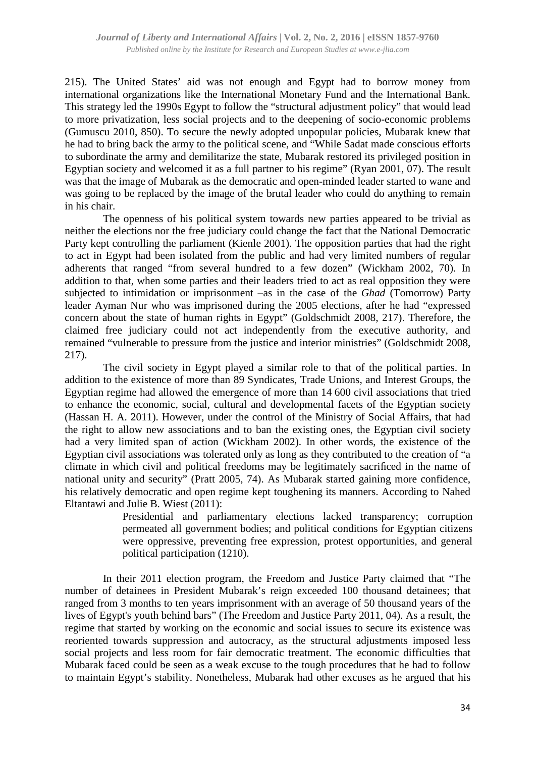215). The United States' aid was not enough and Egypt had to borrow money from international organizations like the International Monetary Fund and the International Bank. This strategy led the 1990s Egypt to follow the "structural adjustment policy" that would lead to more privatization, less social projects and to the deepening of socio-economic problems (Gumuscu 2010, 850). To secure the newly adopted unpopular policies, Mubarak knew that he had to bring back the army to the political scene, and "While Sadat made conscious efforts to subordinate the army and demilitarize the state, Mubarak restored its privileged position in Egyptian society and welcomed it as a full partner to his regime" (Ryan 2001, 07). The result was that the image of Mubarak as the democratic and open-minded leader started to wane and was going to be replaced by the image of the brutal leader who could do anything to remain in his chair.

The openness of his political system towards new parties appeared to be trivial as neither the elections nor the free judiciary could change the fact that the National Democratic Party kept controlling the parliament (Kienle 2001). The opposition parties that had the right to act in Egypt had been isolated from the public and had very limited numbers of regular adherents that ranged "from several hundred to a few dozen" (Wickham 2002, 70). In addition to that, when some parties and their leaders tried to act as real opposition they were subjected to intimidation or imprisonment –as in the case of the *Ghad* (Tomorrow) Party leader Ayman Nur who was imprisoned during the 2005 elections, after he had "expressed concern about the state of human rights in Egypt" (Goldschmidt 2008, 217). Therefore, the claimed free judiciary could not act independently from the executive authority, and remained "vulnerable to pressure from the justice and interior ministries" (Goldschmidt 2008, 217).

The civil society in Egypt played a similar role to that of the political parties. In addition to the existence of more than 89 Syndicates, Trade Unions, and Interest Groups, the Egyptian regime had allowed the emergence of more than 14 600 civil associations that tried to enhance the economic, social, cultural and developmental facets of the Egyptian society (Hassan H. A. 2011). However, under the control of the Ministry of Social Affairs, that had the right to allow new associations and to ban the existing ones, the Egyptian civil society had a very limited span of action (Wickham 2002). In other words, the existence of the Egyptian civil associations was tolerated only as long as they contributed to the creation of "a climate in which civil and political freedoms may be legitimately sacrificed in the name of national unity and security" (Pratt 2005, 74). As Mubarak started gaining more confidence, his relatively democratic and open regime kept toughening its manners. According to Nahed Eltantawi and Julie B. Wiest (2011):

> Presidential and parliamentary elections lacked transparency; corruption permeated all government bodies; and political conditions for Egyptian citizens were oppressive, preventing free expression, protest opportunities, and general political participation (1210).

In their 2011 election program, the Freedom and Justice Party claimed that "The number of detainees in President Mubarak's reign exceeded 100 thousand detainees; that ranged from 3 months to ten years imprisonment with an average of 50 thousand years of the lives of Egypt's youth behind bars" (The Freedom and Justice Party 2011, 04). As a result, the regime that started by working on the economic and social issues to secure its existence was reoriented towards suppression and autocracy, as the structural adjustments imposed less social projects and less room for fair democratic treatment. The economic difficulties that Mubarak faced could be seen as a weak excuse to the tough procedures that he had to follow to maintain Egypt's stability. Nonetheless, Mubarak had other excuses as he argued that his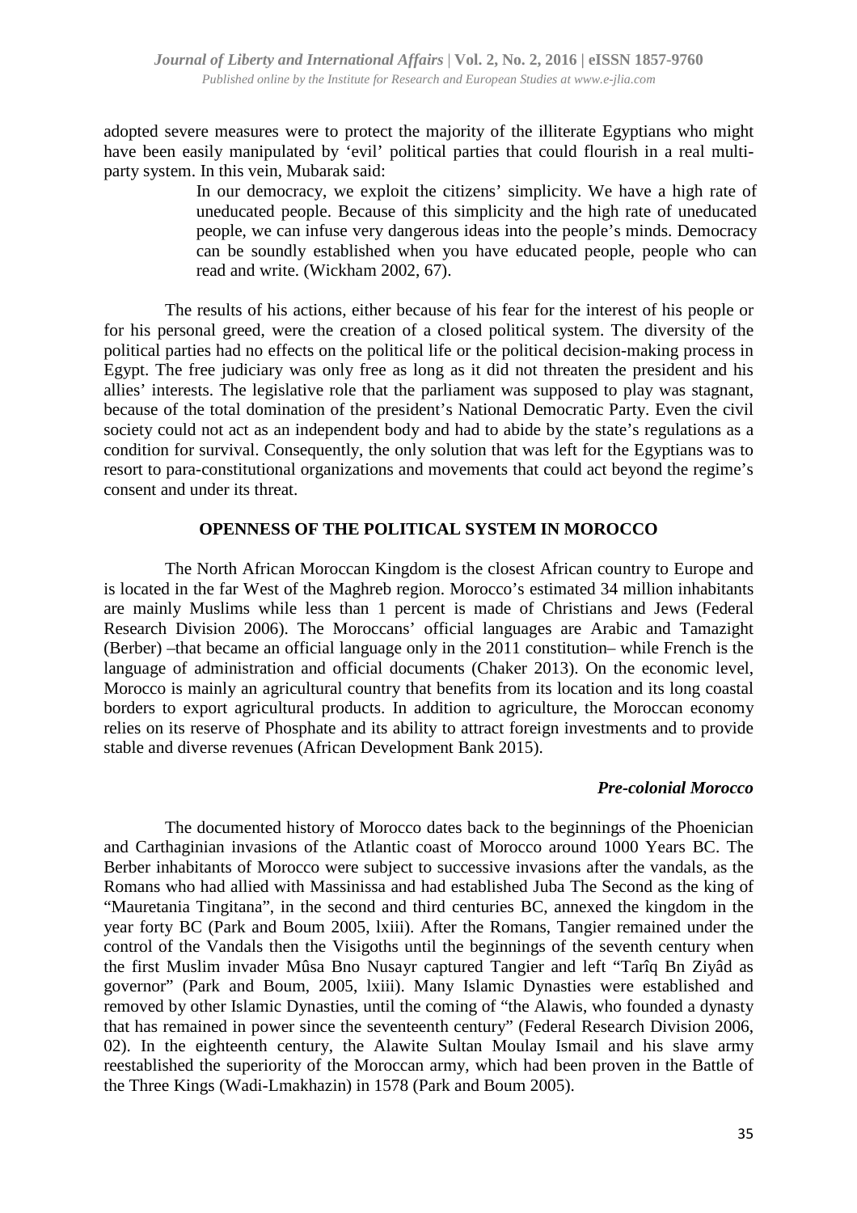adopted severe measures were to protect the majority of the illiterate Egyptians who might have been easily manipulated by 'evil' political parties that could flourish in a real multi-party system. In this vein, Mubarak said:

> In our democracy, we exploit the citizens' simplicity. We have a high rate of uneducated people. Because of this simplicity and the high rate of uneducated people, we can infuse very dangerous ideas into the people's minds. Democracy can be soundly established when you have educated people, people who can read and write. (Wickham 2002, 67).

The results of his actions, either because of his fear for the interest of his people or for his personal greed, were the creation of a closed political system. The diversity of the political parties had no effects on the political life or the political decision-making process in Egypt. The free judiciary was only free as long as it did not threaten the president and his allies' interests. The legislative role that the parliament was supposed to play was stagnant, because of the total domination of the president's National Democratic Party. Even the civil society could not act as an independent body and had to abide by the state's regulations as a condition for survival. Consequently, the only solution that was left for the Egyptians was to resort to para-constitutional organizations and movements that could act beyond the regime's consent and under its threat.

## OPENNESS OF THE POLITICAL SYSTEM IN MOROCCO

The North African Moroccan Kingdom is the closest African country to Europe and is located in the far West of the Maghreb region. Morocco's estimated 34 million inhabitants are mainly Muslims while less than 1 percent is made of Christians and Jews (Federal Research Division 2006). The Moroccans' official languages are Arabic and Tamazight (Berber) –that became an official language only in the 2011 constitution– while French is the language of administration and official documents (Chaker 2013). On the economic level, Morocco is mainly an agricultural country that benefits from its location and its long coastal borders to export agricultural products. In addition to agriculture, the Moroccan economy relies on its reserve of Phosphate and its ability to attract foreign investments and to provide stable and diverse revenues (African Development Bank 2015).

### *Pre-colonial Morocco*

The documented history of Morocco dates back to the beginnings of the Phoenician and Carthaginian invasions of the Atlantic coast of Morocco around 1000 Years BC. The Berber inhabitants of Morocco were subject to successive invasions after the vandals, as the Romans who had allied with Massinissa and had established Juba The Second as the king of "Mauretania Tingitana", in the second and third centuries BC, annexed the kingdom in the year forty BC (Park and Boum 2005, lxiii). After the Romans, Tangier remained under the control of the Vandals then the Visigoths until the beginnings of the seventh century when the first Muslim invader Mûsa Bno Nusayr captured Tangier and left "Tarîq Bn Ziyâd as governor" (Park and Boum, 2005, lxiii). Many Islamic Dynasties were established and removed by other Islamic Dynasties, until the coming of "the Alawis, who founded a dynasty that has remained in power since the seventeenth century" (Federal Research Division 2006, 02). In the eighteenth century, the Alawite Sultan Moulay Ismail and his slave army reestablished the superiority of the Moroccan army, which had been proven in the Battle of the Three Kings (Wadi-Lmakhazin) in 1578 (Park and Boum 2005).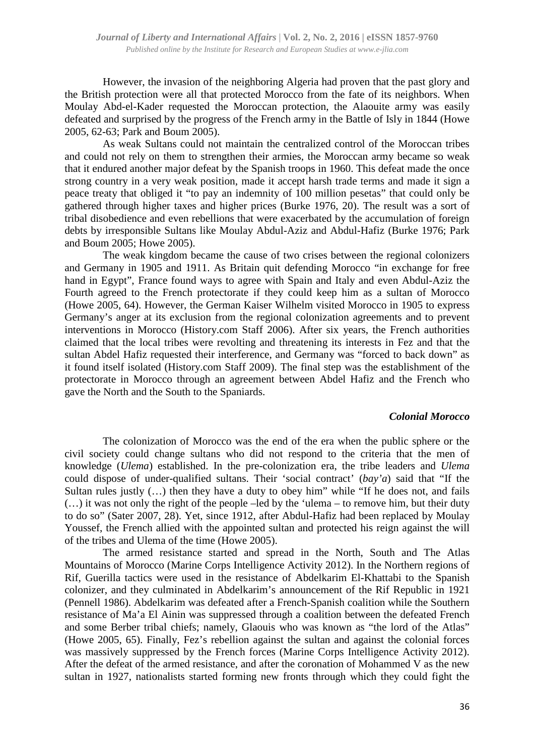However, the invasion of the neighboring Algeria had proven that the past glory and the British protection were all that protected Morocco from the fate of its neighbors. When Moulay Abd-el-Kader requested the Moroccan protection, the Alaouite army was easily defeated and surprised by the progress of the French army in the Battle of Isly in 1844 (Howe 2005, 62-63; Park and Boum 2005).

As weak Sultans could not maintain the centralized control of the Moroccan tribes and could not rely on them to strengthen their armies, the Moroccan army became so weak that it endured another major defeat by the Spanish troops in 1960. This defeat made the once strong country in a very weak position, made it accept harsh trade terms and made it sign a peace treaty that obliged it "to pay an indemnity of 100 million pesetas" that could only be gathered through higher taxes and higher prices (Burke 1976, 20). The result was a sort of tribal disobedience and even rebellions that were exacerbated by the accumulation of foreign debts by irresponsible Sultans like Moulay Abdul-Aziz and Abdul-Hafiz (Burke 1976; Park and Boum 2005; Howe 2005).

The weak kingdom became the cause of two crises between the regional colonizers and Germany in 1905 and 1911. As Britain quit defending Morocco "in exchange for free hand in Egypt", France found ways to agree with Spain and Italy and even Abdul-Aziz the Fourth agreed to the French protectorate if they could keep him as a sultan of Morocco (Howe 2005, 64). However, the German Kaiser Wilhelm visited Morocco in 1905 to express Germany's anger at its exclusion from the regional colonization agreements and to prevent interventions in Morocco (History.com Staff 2006). After six years, the French authorities claimed that the local tribes were revolting and threatening its interests in Fez and that the sultan Abdel Hafiz requested their interference, and Germany was "forced to back down" as it found itself isolated (History.com Staff 2009). The final step was the establishment of the protectorate in Morocco through an agreement between Abdel Hafiz and the French who gave the North and the South to the Spaniards.

### *Colonial Morocco*

The colonization of Morocco was the end of the era when the public sphere or the civil society could change sultans who did not respond to the criteria that the men of knowledge (*Ulema*) established. In the pre-colonization era, the tribe leaders and *Ulema* could dispose of under-qualified sultans. Their 'social contract' (*bay'a*) said that "If the Sultan rules justly (…) then they have a duty to obey him" while "If he does not, and fails (…) it was not only the right of the people –led by the 'ulema – to remove him, but their duty to do so" (Sater 2007, 28). Yet, since 1912, after Abdul-Hafiz had been replaced by Moulay Youssef, the French allied with the appointed sultan and protected his reign against the will of the tribes and Ulema of the time (Howe 2005).

The armed resistance started and spread in the North, South and The Atlas Mountains of Morocco (Marine Corps Intelligence Activity 2012). In the Northern regions of Rif, Guerilla tactics were used in the resistance of Abdelkarim El-Khattabi to the Spanish colonizer, and they culminated in Abdelkarim's announcement of the Rif Republic in 1921 (Pennell 1986). Abdelkarim was defeated after a French-Spanish coalition while the Southern resistance of Ma'a El Ainin was suppressed through a coalition between the defeated French and some Berber tribal chiefs; namely, Glaouis who was known as "the lord of the Atlas" (Howe 2005, 65). Finally, Fez's rebellion against the sultan and against the colonial forces was massively suppressed by the French forces (Marine Corps Intelligence Activity 2012). After the defeat of the armed resistance, and after the coronation of Mohammed V as the new sultan in 1927, nationalists started forming new fronts through which they could fight the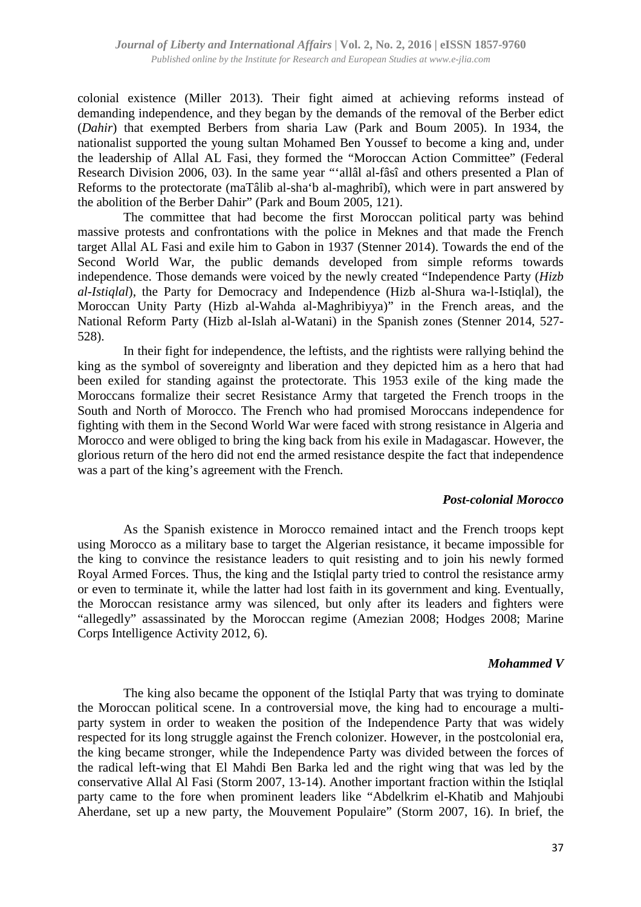colonial existence (Miller 2013). Their fight aimed at achieving reforms instead of demanding independence, and they began by the demands of the removal of the Berber edict (*Dahir*) that exempted Berbers from sharia Law (Park and Boum 2005). In 1934, the nationalist supported the young sultan Mohamed Ben Youssef to become a king and, under the leadership of Allal AL Fasi, they formed the "Moroccan Action Committee" (Federal Research Division 2006, 03). In the same year "'allâl al-fâsî and others presented a Plan of Reforms to the protectorate (maTâlib al-sha'b al-maghribî), which were in part answered by the abolition of the Berber Dahir" (Park and Boum 2005, 121).

The committee that had become the first Moroccan political party was behind massive protests and confrontations with the police in Meknes and that made the French target Allal AL Fasi and exile him to Gabon in 1937 (Stenner 2014). Towards the end of the Second World War, the public demands developed from simple reforms towards independence. Those demands were voiced by the newly created "Independence Party (*Hizb al-Istiqlal*), the Party for Democracy and Independence (Hizb al-Shura wa-l-Istiqlal), the Moroccan Unity Party (Hizb al-Wahda al-Maghribiyya)" in the French areas, and the National Reform Party (Hizb al-Islah al-Watani) in the Spanish zones (Stenner 2014, 527-528).

In their fight for independence, the leftists, and the rightists were rallying behind the king as the symbol of sovereignty and liberation and they depicted him as a hero that had been exiled for standing against the protectorate. This 1953 exile of the king made the Moroccans formalize their secret Resistance Army that targeted the French troops in the South and North of Morocco. The French who had promised Moroccans independence for fighting with them in the Second World War were faced with strong resistance in Algeria and Morocco and were obliged to bring the king back from his exile in Madagascar. However, the glorious return of the hero did not end the armed resistance despite the fact that independence was a part of the king's agreement with the French.

### *Post-colonial Morocco*

As the Spanish existence in Morocco remained intact and the French troops kept using Morocco as a military base to target the Algerian resistance, it became impossible for the king to convince the resistance leaders to quit resisting and to join his newly formed Royal Armed Forces. Thus, the king and the Istiqlal party tried to control the resistance army or even to terminate it, while the latter had lost faith in its government and king. Eventually, the Moroccan resistance army was silenced, but only after its leaders and fighters were "allegedly" assassinated by the Moroccan regime (Amezian 2008; Hodges 2008; Marine Corps Intelligence Activity 2012, 6).

### *Mohammed V*

The king also became the opponent of the Istiqlal Party that was trying to dominate the Moroccan political scene. In a controversial move, the king had to encourage a multi-party system in order to weaken the position of the Independence Party that was widely respected for its long struggle against the French colonizer. However, in the postcolonial era, the king became stronger, while the Independence Party was divided between the forces of the radical left-wing that El Mahdi Ben Barka led and the right wing that was led by the conservative Allal Al Fasi (Storm 2007, 13-14). Another important fraction within the Istiqlal party came to the fore when prominent leaders like "Abdelkrim el-Khatib and Mahjoubi Aherdane, set up a new party, the Mouvement Populaire" (Storm 2007, 16). In brief, the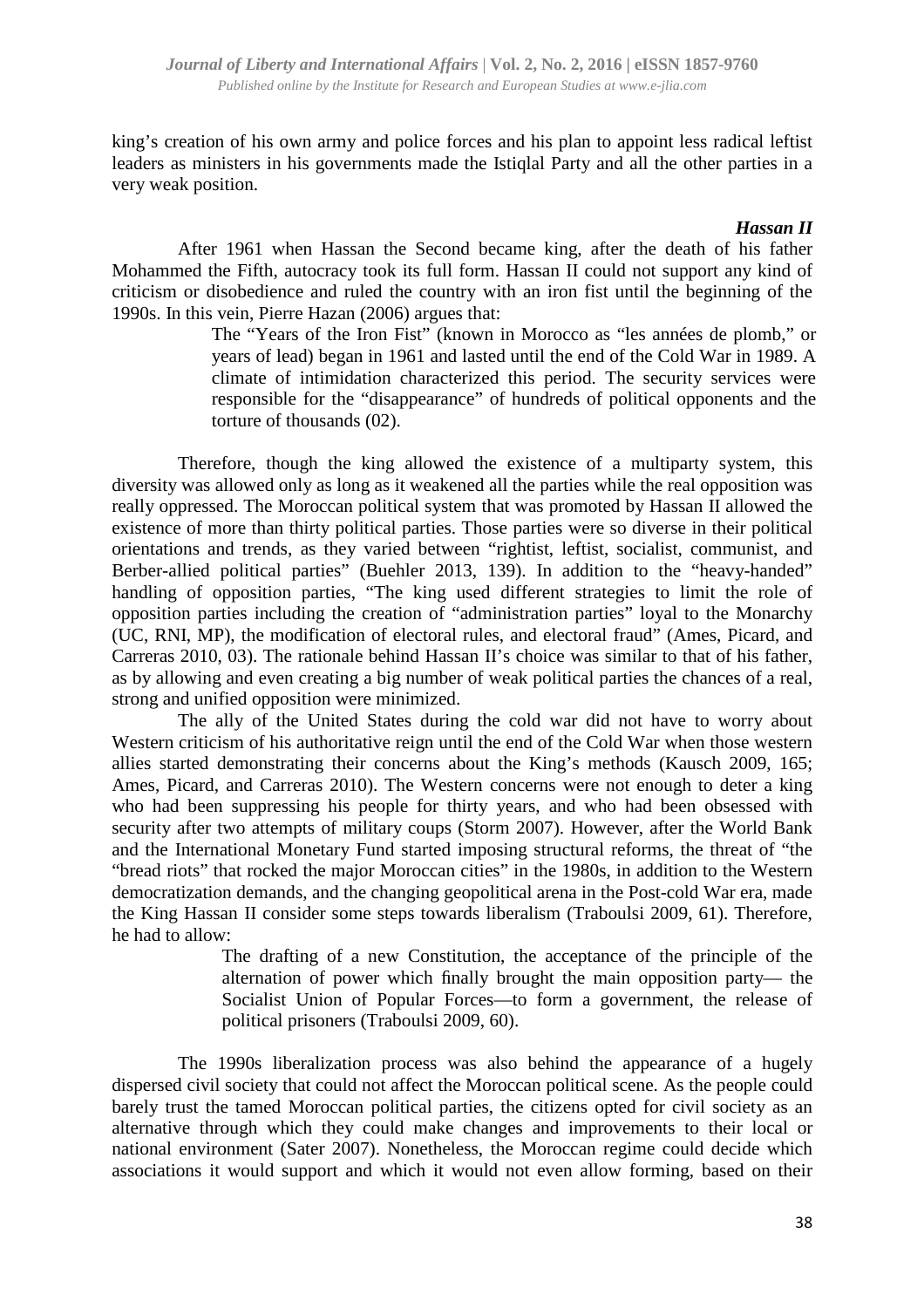king's creation of his own army and police forces and his plan to appoint less radical leftist leaders as ministers in his governments made the Istiqlal Party and all the other parties in a very weak position.

### *Hassan II*

After 1961 when Hassan the Second became king, after the death of his father Mohammed the Fifth, autocracy took its full form. Hassan II could not support any kind of criticism or disobedience and ruled the country with an iron fist until the beginning of the 1990s. In this vein, Pierre Hazan (2006) argues that:

> The "Years of the Iron Fist" (known in Morocco as "les années de plomb," or years of lead) began in 1961 and lasted until the end of the Cold War in 1989. A climate of intimidation characterized this period. The security services were responsible for the "disappearance" of hundreds of political opponents and the torture of thousands (02).

Therefore, though the king allowed the existence of a multiparty system, this diversity was allowed only as long as it weakened all the parties while the real opposition was really oppressed. The Moroccan political system that was promoted by Hassan II allowed the existence of more than thirty political parties. Those parties were so diverse in their political orientations and trends, as they varied between "rightist, leftist, socialist, communist, and Berber-allied political parties" (Buehler 2013, 139). In addition to the "heavy-handed" handling of opposition parties, "The king used different strategies to limit the role of opposition parties including the creation of "administration parties" loyal to the Monarchy (UC, RNI, MP), the modification of electoral rules, and electoral fraud" (Ames, Picard, and Carreras 2010, 03). The rationale behind Hassan II's choice was similar to that of his father, as by allowing and even creating a big number of weak political parties the chances of a real, strong and unified opposition were minimized.

The ally of the United States during the cold war did not have to worry about Western criticism of his authoritative reign until the end of the Cold War when those western allies started demonstrating their concerns about the King's methods (Kausch 2009, 165; Ames, Picard, and Carreras 2010). The Western concerns were not enough to deter a king who had been suppressing his people for thirty years, and who had been obsessed with security after two attempts of military coups (Storm 2007). However, after the World Bank and the International Monetary Fund started imposing structural reforms, the threat of "the "bread riots" that rocked the major Moroccan cities" in the 1980s, in addition to the Western democratization demands, and the changing geopolitical arena in the Post-cold War era, made the King Hassan II consider some steps towards liberalism (Traboulsi 2009, 61). Therefore, he had to allow:

> The drafting of a new Constitution, the acceptance of the principle of the alternation of power which finally brought the main opposition party— the Socialist Union of Popular Forces—to form a government, the release of political prisoners (Traboulsi 2009, 60).

The 1990s liberalization process was also behind the appearance of a hugely dispersed civil society that could not affect the Moroccan political scene. As the people could barely trust the tamed Moroccan political parties, the citizens opted for civil society as an alternative through which they could make changes and improvements to their local or national environment (Sater 2007). Nonetheless, the Moroccan regime could decide which associations it would support and which it would not even allow forming, based on their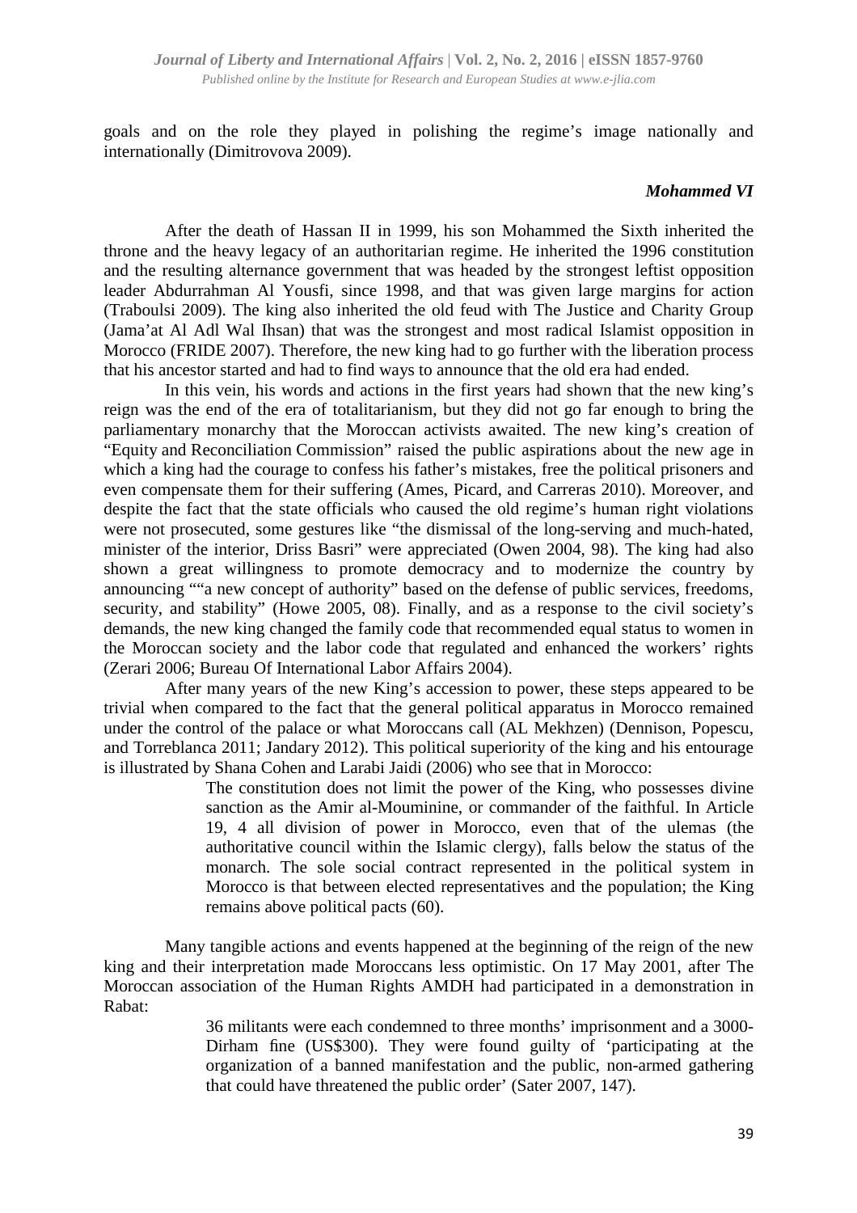goals and on the role they played in polishing the regime's image nationally and internationally (Dimitrovova 2009).

### *Mohammed VI*

After the death of Hassan II in 1999, his son Mohammed the Sixth inherited the throne and the heavy legacy of an authoritarian regime. He inherited the 1996 constitution and the resulting alternance government that was headed by the strongest leftist opposition leader Abdurrahman Al Yousfi, since 1998, and that was given large margins for action (Traboulsi 2009). The king also inherited the old feud with The Justice and Charity Group (Jama'at Al Adl Wal Ihsan) that was the strongest and most radical Islamist opposition in Morocco (FRIDE 2007). Therefore, the new king had to go further with the liberation process that his ancestor started and had to find ways to announce that the old era had ended.

In this vein, his words and actions in the first years had shown that the new king's reign was the end of the era of totalitarianism, but they did not go far enough to bring the parliamentary monarchy that the Moroccan activists awaited. The new king's creation of "Equity and Reconciliation Commission" raised the public aspirations about the new age in which a king had the courage to confess his father's mistakes, free the political prisoners and even compensate them for their suffering (Ames, Picard, and Carreras 2010). Moreover, and despite the fact that the state officials who caused the old regime's human right violations were not prosecuted, some gestures like "the dismissal of the long-serving and much-hated, minister of the interior, Driss Basri" were appreciated (Owen 2004, 98). The king had also shown a great willingness to promote democracy and to modernize the country by announcing ""a new concept of authority" based on the defense of public services, freedoms, security, and stability" (Howe 2005, 08). Finally, and as a response to the civil society's demands, the new king changed the family code that recommended equal status to women in the Moroccan society and the labor code that regulated and enhanced the workers' rights (Zerari 2006; Bureau Of International Labor Affairs 2004).

After many years of the new King's accession to power, these steps appeared to be trivial when compared to the fact that the general political apparatus in Morocco remained under the control of the palace or what Moroccans call (AL Mekhzen) (Dennison, Popescu, and Torreblanca 2011; Jandary 2012). This political superiority of the king and his entourage is illustrated by Shana Cohen and Larabi Jaidi (2006) who see that in Morocco:

> The constitution does not limit the power of the King, who possesses divine sanction as the Amir al-Mouminine, or commander of the faithful. In Article 19, 4 all division of power in Morocco, even that of the ulemas (the authoritative council within the Islamic clergy), falls below the status of the monarch. The sole social contract represented in the political system in Morocco is that between elected representatives and the population; the King remains above political pacts (60).

Many tangible actions and events happened at the beginning of the reign of the new king and their interpretation made Moroccans less optimistic. On 17 May 2001, after The Moroccan association of the Human Rights AMDH had participated in a demonstration in Rabat:

> 36 militants were each condemned to three months' imprisonment and a 3000-Dirham fine (US$300). They were found guilty of 'participating at the organization of a banned manifestation and the public, non-armed gathering that could have threatened the public order' (Sater 2007, 147).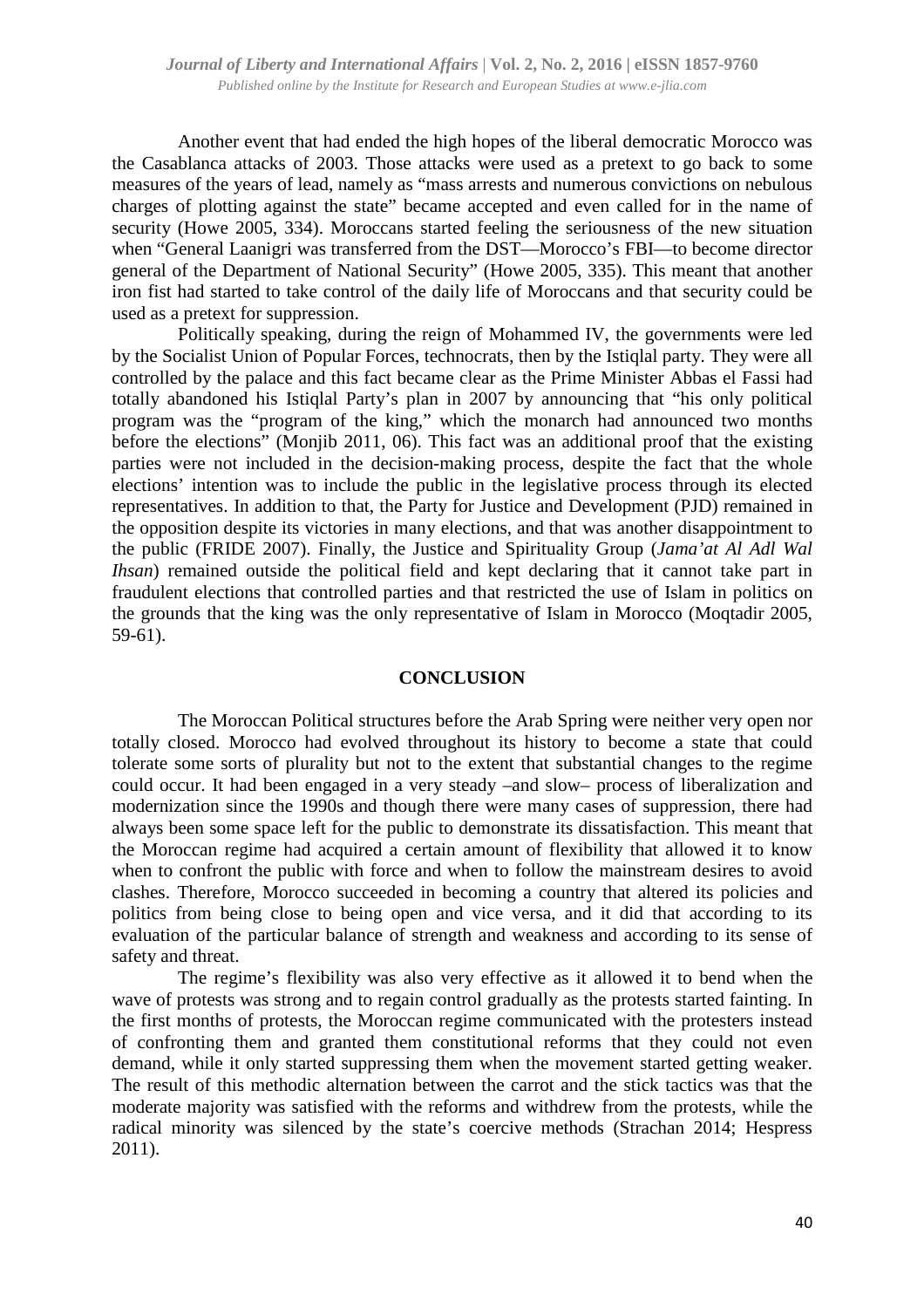Another event that had ended the high hopes of the liberal democratic Morocco was the Casablanca attacks of 2003. Those attacks were used as a pretext to go back to some measures of the years of lead, namely as "mass arrests and numerous convictions on nebulous charges of plotting against the state" became accepted and even called for in the name of security (Howe 2005, 334). Moroccans started feeling the seriousness of the new situation when "General Laanigri was transferred from the DST—Morocco's FBI—to become director general of the Department of National Security" (Howe 2005, 335). This meant that another iron fist had started to take control of the daily life of Moroccans and that security could be used as a pretext for suppression.

Politically speaking, during the reign of Mohammed IV, the governments were led by the Socialist Union of Popular Forces, technocrats, then by the Istiqlal party. They were all controlled by the palace and this fact became clear as the Prime Minister Abbas el Fassi had totally abandoned his Istiqlal Party's plan in 2007 by announcing that "his only political program was the "program of the king," which the monarch had announced two months before the elections" (Monjib 2011, 06). This fact was an additional proof that the existing parties were not included in the decision-making process, despite the fact that the whole elections' intention was to include the public in the legislative process through its elected representatives. In addition to that, the Party for Justice and Development (PJD) remained in the opposition despite its victories in many elections, and that was another disappointment to the public (FRIDE 2007). Finally, the Justice and Spirituality Group (*Jama'at Al Adl Wal Ihsan*) remained outside the political field and kept declaring that it cannot take part in fraudulent elections that controlled parties and that restricted the use of Islam in politics on the grounds that the king was the only representative of Islam in Morocco (Moqtadir 2005, 59-61).

## CONCLUSION

The Moroccan Political structures before the Arab Spring were neither very open nor totally closed. Morocco had evolved throughout its history to become a state that could tolerate some sorts of plurality but not to the extent that substantial changes to the regime could occur. It had been engaged in a very steady –and slow– process of liberalization and modernization since the 1990s and though there were many cases of suppression, there had always been some space left for the public to demonstrate its dissatisfaction. This meant that the Moroccan regime had acquired a certain amount of flexibility that allowed it to know when to confront the public with force and when to follow the mainstream desires to avoid clashes. Therefore, Morocco succeeded in becoming a country that altered its policies and politics from being close to being open and vice versa, and it did that according to its evaluation of the particular balance of strength and weakness and according to its sense of safety and threat.

The regime's flexibility was also very effective as it allowed it to bend when the wave of protests was strong and to regain control gradually as the protests started fainting. In the first months of protests, the Moroccan regime communicated with the protesters instead of confronting them and granted them constitutional reforms that they could not even demand, while it only started suppressing them when the movement started getting weaker. The result of this methodic alternation between the carrot and the stick tactics was that the moderate majority was satisfied with the reforms and withdrew from the protests, while the radical minority was silenced by the state's coercive methods (Strachan 2014; Hespress 2011).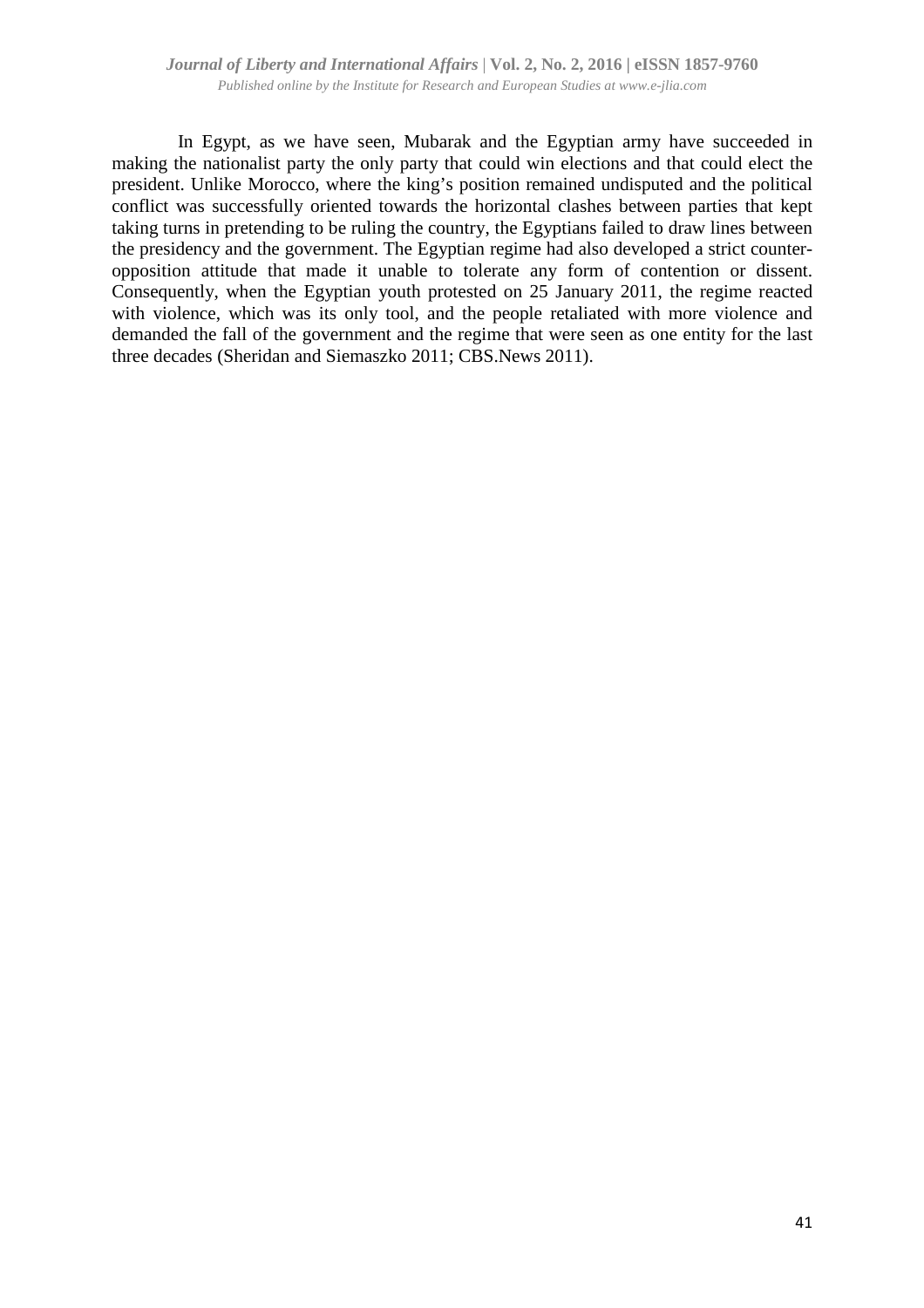In Egypt, as we have seen, Mubarak and the Egyptian army have succeeded in making the nationalist party the only party that could win elections and that could elect the president. Unlike Morocco, where the king's position remained undisputed and the political conflict was successfully oriented towards the horizontal clashes between parties that kept taking turns in pretending to be ruling the country, the Egyptians failed to draw lines between the presidency and the government. The Egyptian regime had also developed a strict counter-opposition attitude that made it unable to tolerate any form of contention or dissent. Consequently, when the Egyptian youth protested on 25 January 2011, the regime reacted with violence, which was its only tool, and the people retaliated with more violence and demanded the fall of the government and the regime that were seen as one entity for the last three decades (Sheridan and Siemaszko 2011; CBS.News 2011).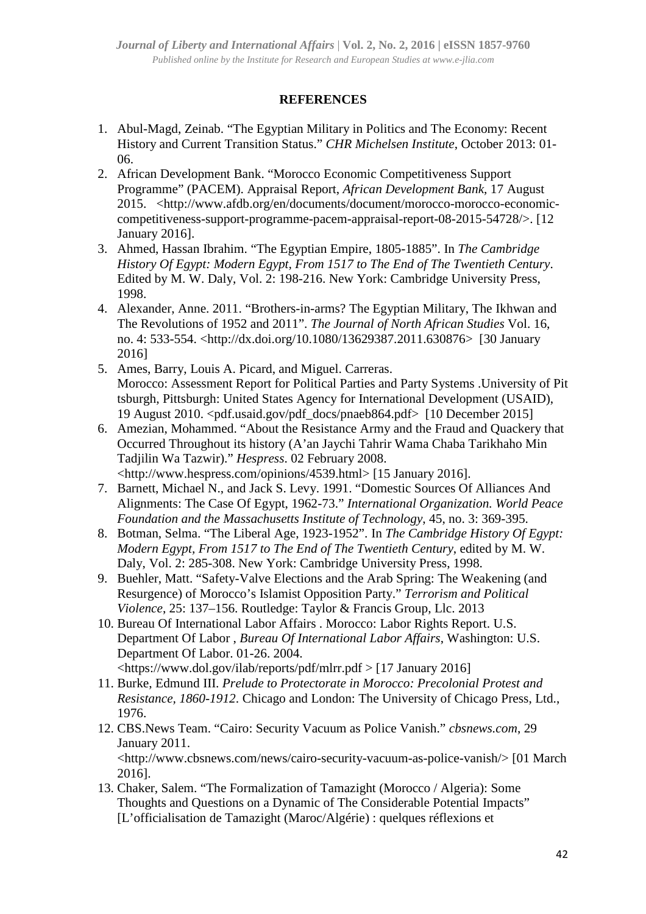**REFERENCES**

1. Abul-Magd, Zeinab. "The Egyptian Military in Politics and The Economy: Recent History and Current Transition Status." *CHR Michelsen Institute*, October 2013: 01-06.
2. African Development Bank. "Morocco Economic Competitiveness Support Programme" (PACEM). Appraisal Report, *African Development Bank*, 17 August 2015. <http://www.afdb.org/en/documents/document/morocco-morocco-economic-competitiveness-support-programme-pacem-appraisal-report-08-2015-54728/>. [12 January 2016].
3. Ahmed, Hassan Ibrahim. "The Egyptian Empire, 1805-1885". In *The Cambridge History Of Egypt: Modern Egypt, From 1517 to The End of The Twentieth Century*. Edited by M. W. Daly, Vol. 2: 198-216. New York: Cambridge University Press, 1998.
4. Alexander, Anne. 2011. "Brothers-in-arms? The Egyptian Military, The Ikhwan and The Revolutions of 1952 and 2011". *The Journal of North African Studies* Vol. 16, no. 4: 533-554. <http://dx.doi.org/10.1080/13629387.2011.630876> [30 January 2016]
5. Ames, Barry, Louis A. Picard, and Miguel. Carreras. Morocco: Assessment Report for Political Parties and Party Systems .University of Pittsburgh, Pittsburgh: United States Agency for International Development (USAID), 19 August 2010. <pdf.usaid.gov/pdf_docs/pnaeb864.pdf> [10 December 2015]
6. Amezian, Mohammed. "About the Resistance Army and the Fraud and Quackery that Occurred Throughout its history (A'an Jaychi Tahrir Wama Chaba Tarikhaho Min Tadjilin Wa Tazwir)." *Hespress*. 02 February 2008. <http://www.hespress.com/opinions/4539.html> [15 January 2016].
7. Barnett, Michael N., and Jack S. Levy. 1991. "Domestic Sources Of Alliances And Alignments: The Case Of Egypt, 1962-73." *International Organization. World Peace Foundation and the Massachusetts Institute of Technology*, 45, no. 3: 369-395.
8. Botman, Selma. "The Liberal Age, 1923-1952". In *The Cambridge History Of Egypt: Modern Egypt, From 1517 to The End of The Twentieth Century*, edited by M. W. Daly, Vol. 2: 285-308. New York: Cambridge University Press, 1998.
9. Buehler, Matt. "Safety-Valve Elections and the Arab Spring: The Weakening (and Resurgence) of Morocco's Islamist Opposition Party." *Terrorism and Political Violence*, 25: 137–156. Routledge: Taylor & Francis Group, Llc. 2013
10. Bureau Of International Labor Affairs . Morocco: Labor Rights Report. U.S. Department Of Labor , *Bureau Of International Labor Affairs*, Washington: U.S. Department Of Labor. 01-26. 2004. <https://www.dol.gov/ilab/reports/pdf/mlrr.pdf > [17 January 2016]
11. Burke, Edmund III. *Prelude to Protectorate in Morocco: Precolonial Protest and Resistance, 1860-1912*. Chicago and London: The University of Chicago Press, Ltd., 1976.
12. CBS.News Team. "Cairo: Security Vacuum as Police Vanish." *cbsnews.com*, 29 January 2011. <http://www.cbsnews.com/news/cairo-security-vacuum-as-police-vanish/> [01 March 2016].
13. Chaker, Salem. "The Formalization of Tamazight (Morocco / Algeria): Some Thoughts and Questions on a Dynamic of The Considerable Potential Impacts" [L'officialisation de Tamazight (Maroc/Algérie) : quelques réflexions et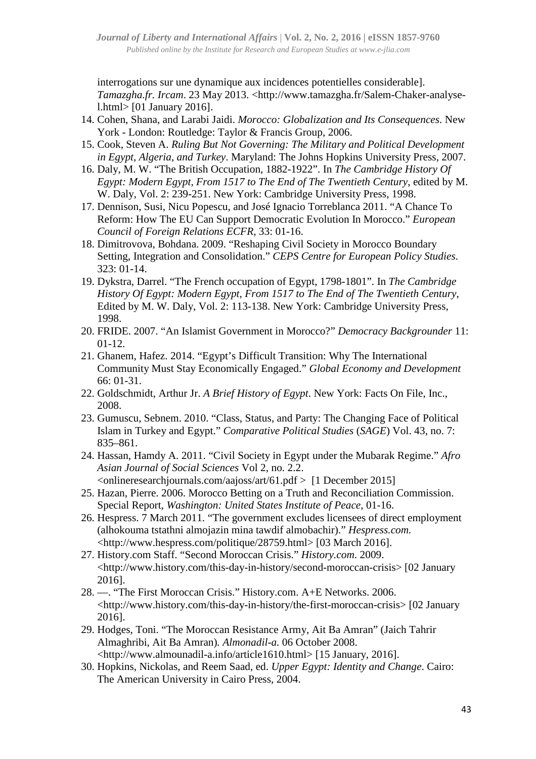interrogations sur une dynamique aux incidences potentielles considerable]. *Tamazgha.fr. Ircam*. 23 May 2013. <http://www.tamazgha.fr/Salem-Chaker-analyse-l.html> [01 January 2016].

14. Cohen, Shana, and Larabi Jaidi. *Morocco: Globalization and Its Consequences*. New York - London: Routledge: Taylor & Francis Group, 2006.
15. Cook, Steven A. *Ruling But Not Governing: The Military and Political Development in Egypt, Algeria, and Turkey*. Maryland: The Johns Hopkins University Press, 2007.
16. Daly, M. W. "The British Occupation, 1882-1922". In *The Cambridge History Of Egypt: Modern Egypt, From 1517 to The End of The Twentieth Century*, edited by M. W. Daly, Vol. 2: 239-251. New York: Cambridge University Press, 1998.
17. Dennison, Susi, Nicu Popescu, and José Ignacio Torreblanca 2011. "A Chance To Reform: How The EU Can Support Democratic Evolution In Morocco." *European Council of Foreign Relations ECFR*, 33: 01-16.
18. Dimitrovova, Bohdana. 2009. "Reshaping Civil Society in Morocco Boundary Setting, Integration and Consolidation." *CEPS Centre for European Policy Studies*. 323: 01-14.
19. Dykstra, Darrel. "The French occupation of Egypt, 1798-1801". In *The Cambridge History Of Egypt: Modern Egypt, From 1517 to The End of The Twentieth Century*, Edited by M. W. Daly, Vol. 2: 113-138. New York: Cambridge University Press, 1998.
20. FRIDE. 2007. "An Islamist Government in Morocco?" *Democracy Backgrounder* 11: 01-12.
21. Ghanem, Hafez. 2014. "Egypt's Difficult Transition: Why The International Community Must Stay Economically Engaged." *Global Economy and Development* 66: 01-31.
22. Goldschmidt, Arthur Jr. *A Brief History of Egypt*. New York: Facts On File, Inc., 2008.
23. Gumuscu, Sebnem. 2010. "Class, Status, and Party: The Changing Face of Political Islam in Turkey and Egypt." *Comparative Political Studies* (*SAGE*) Vol. 43, no. 7: 835–861.
24. Hassan, Hamdy A. 2011. "Civil Society in Egypt under the Mubarak Regime." *Afro Asian Journal of Social Sciences* Vol 2, no. 2.2. <onlineresearchjournals.com/aajoss/art/61.pdf > [1 December 2015]
25. Hazan, Pierre. 2006. Morocco Betting on a Truth and Reconciliation Commission. Special Report, *Washington: United States Institute of Peace*, 01-16.
26. Hespress. 7 March 2011. "The government excludes licensees of direct employment (alhokouma tstathni almojazin mina tawdif almobachir)." *Hespress.com.* <http://www.hespress.com/politique/28759.html> [03 March 2016].
27. History.com Staff. "Second Moroccan Crisis." *History.com*. 2009. <http://www.history.com/this-day-in-history/second-moroccan-crisis> [02 January 2016].
28. —. "The First Moroccan Crisis." History.com. A+E Networks. 2006. <http://www.history.com/this-day-in-history/the-first-moroccan-crisis> [02 January 2016].
29. Hodges, Toni. "The Moroccan Resistance Army, Ait Ba Amran" (Jaich Tahrir Almaghribi, Ait Ba Amran)*. Almonadil-a.* 06 October 2008. <http://www.almounadil-a.info/article1610.html> [15 January, 2016].
30. Hopkins, Nickolas, and Reem Saad, ed. *Upper Egypt: Identity and Change*. Cairo: The American University in Cairo Press, 2004.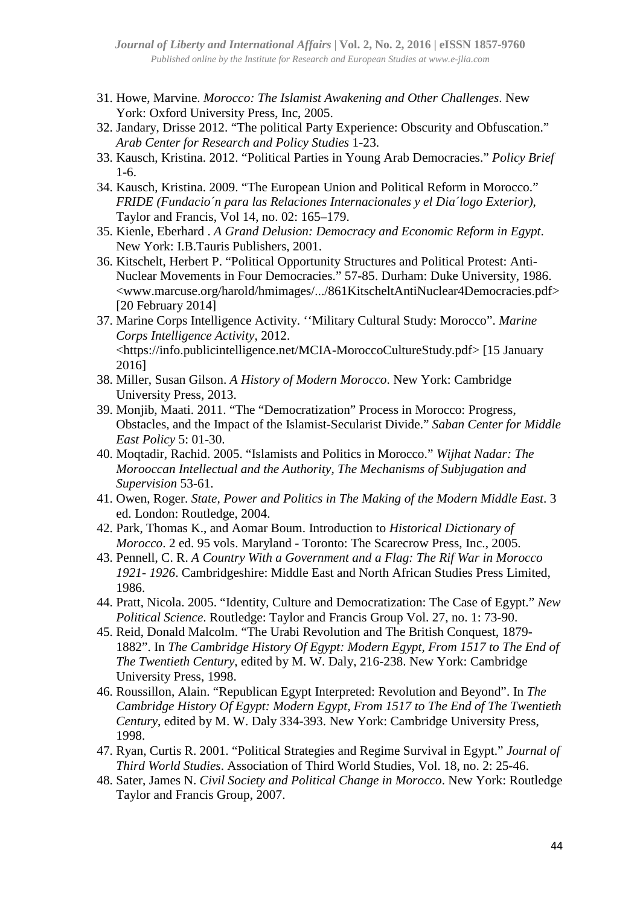31. Howe, Marvine. *Morocco: The Islamist Awakening and Other Challenges*. New York: Oxford University Press, Inc, 2005.
32. Jandary, Drisse 2012. "The political Party Experience: Obscurity and Obfuscation." *Arab Center for Research and Policy Studies* 1-23.
33. Kausch, Kristina. 2012. "Political Parties in Young Arab Democracies." *Policy Brief* 1-6.
34. Kausch, Kristina. 2009. "The European Union and Political Reform in Morocco." *FRIDE (Fundacio´n para las Relaciones Internacionales y el Dia´logo Exterior)*, Taylor and Francis, Vol 14, no. 02: 165–179.
35. Kienle, Eberhard . *A Grand Delusion: Democracy and Economic Reform in Egypt*. New York: I.B.Tauris Publishers, 2001.
36. Kitschelt, Herbert P. "Political Opportunity Structures and Political Protest: Anti-Nuclear Movements in Four Democracies." 57-85. Durham: Duke University, 1986. <www.marcuse.org/harold/hmimages/.../861KitscheltAntiNuclear4Democracies.pdf> [20 February 2014]
37. Marine Corps Intelligence Activity. ''Military Cultural Study: Morocco". *Marine Corps Intelligence Activity*, 2012. <https://info.publicintelligence.net/MCIA-MoroccoCultureStudy.pdf> [15 January 2016]
38. Miller, Susan Gilson. *A History of Modern Morocco*. New York: Cambridge University Press, 2013.
39. Monjib, Maati. 2011. "The "Democratization" Process in Morocco: Progress, Obstacles, and the Impact of the Islamist-Secularist Divide." *Saban Center for Middle East Policy* 5: 01-30.
40. Moqtadir, Rachid. 2005. "Islamists and Politics in Morocco." *Wijhat Nadar: The Morooccan Intellectual and the Authority, The Mechanisms of Subjugation and Supervision* 53-61.
41. Owen, Roger. *State, Power and Politics in The Making of the Modern Middle East*. 3 ed. London: Routledge, 2004.
42. Park, Thomas K., and Aomar Boum. Introduction to *Historical Dictionary of Morocco*. 2 ed. 95 vols. Maryland - Toronto: The Scarecrow Press, Inc., 2005.
43. Pennell, C. R. *A Country With a Government and a Flag: The Rif War in Morocco 1921- 1926*. Cambridgeshire: Middle East and North African Studies Press Limited, 1986.
44. Pratt, Nicola. 2005. "Identity, Culture and Democratization: The Case of Egypt." *New Political Science*. Routledge: Taylor and Francis Group Vol. 27, no. 1: 73-90.
45. Reid, Donald Malcolm. "The Urabi Revolution and The British Conquest, 1879-1882". In *The Cambridge History Of Egypt: Modern Egypt, From 1517 to The End of The Twentieth Century*, edited by M. W. Daly, 216-238. New York: Cambridge University Press, 1998.
46. Roussillon, Alain. "Republican Egypt Interpreted: Revolution and Beyond". In *The Cambridge History Of Egypt: Modern Egypt, From 1517 to The End of The Twentieth Century*, edited by M. W. Daly 334-393. New York: Cambridge University Press, 1998.
47. Ryan, Curtis R. 2001. "Political Strategies and Regime Survival in Egypt." *Journal of Third World Studies*. Association of Third World Studies, Vol. 18, no. 2: 25-46.
48. Sater, James N. *Civil Society and Political Change in Morocco*. New York: Routledge Taylor and Francis Group, 2007.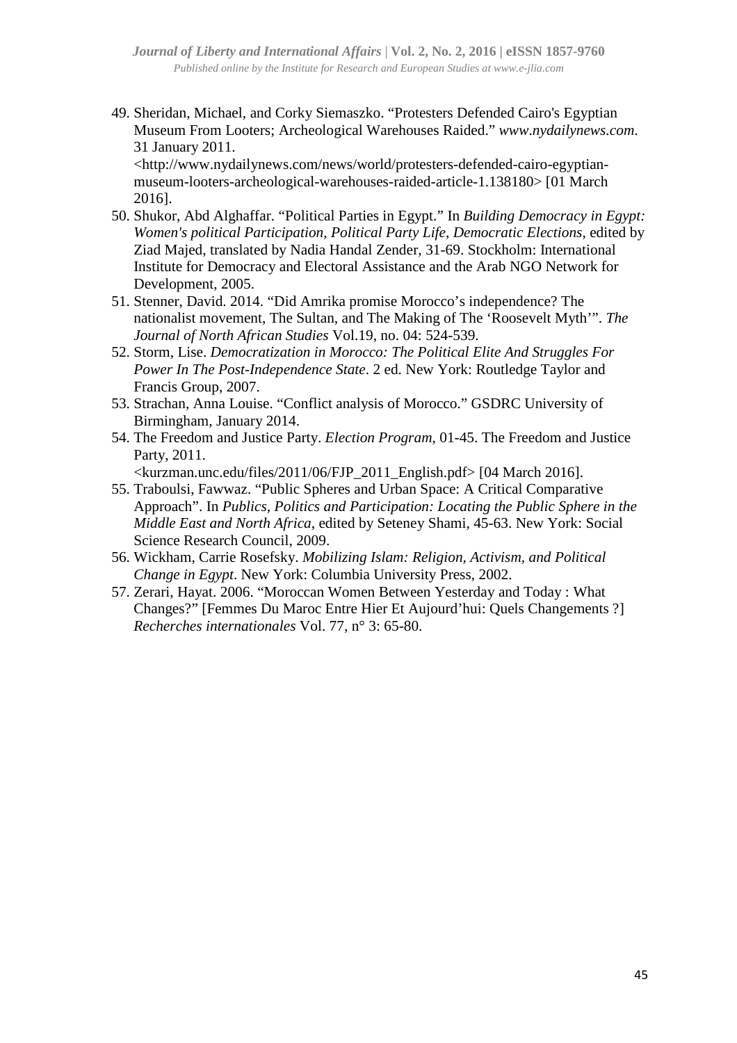49. Sheridan, Michael, and Corky Siemaszko. "Protesters Defended Cairo's Egyptian Museum From Looters; Archeological Warehouses Raided." *www.nydailynews.com*. 31 January 2011. <http://www.nydailynews.com/news/world/protesters-defended-cairo-egyptian-museum-looters-archeological-warehouses-raided-article-1.138180> [01 March 2016].
50. Shukor, Abd Alghaffar. "Political Parties in Egypt." In *Building Democracy in Egypt: Women's political Participation, Political Party Life, Democratic Elections*, edited by Ziad Majed, translated by Nadia Handal Zender, 31-69. Stockholm: International Institute for Democracy and Electoral Assistance and the Arab NGO Network for Development, 2005.
51. Stenner, David. 2014. "Did Amrika promise Morocco's independence? The nationalist movement, The Sultan, and The Making of The 'Roosevelt Myth'". *The Journal of North African Studies* Vol.19, no. 04: 524-539.
52. Storm, Lise. *Democratization in Morocco: The Political Elite And Struggles For Power In The Post-Independence State*. 2 ed. New York: Routledge Taylor and Francis Group, 2007.
53. Strachan, Anna Louise. "Conflict analysis of Morocco." GSDRC University of Birmingham, January 2014.
54. The Freedom and Justice Party. *Election Program*, 01-45. The Freedom and Justice Party, 2011. <kurzman.unc.edu/files/2011/06/FJP_2011_English.pdf> [04 March 2016].
55. Traboulsi, Fawwaz. "Public Spheres and Urban Space: A Critical Comparative Approach". In *Publics, Politics and Participation: Locating the Public Sphere in the Middle East and North Africa*, edited by Seteney Shami, 45-63. New York: Social Science Research Council, 2009.
56. Wickham, Carrie Rosefsky. *Mobilizing Islam: Religion, Activism, and Political Change in Egypt*. New York: Columbia University Press, 2002.
57. Zerari, Hayat. 2006. "Moroccan Women Between Yesterday and Today : What Changes?" [Femmes Du Maroc Entre Hier Et Aujourd'hui: Quels Changements ?] *Recherches internationales* Vol. 77, n° 3: 65-80.